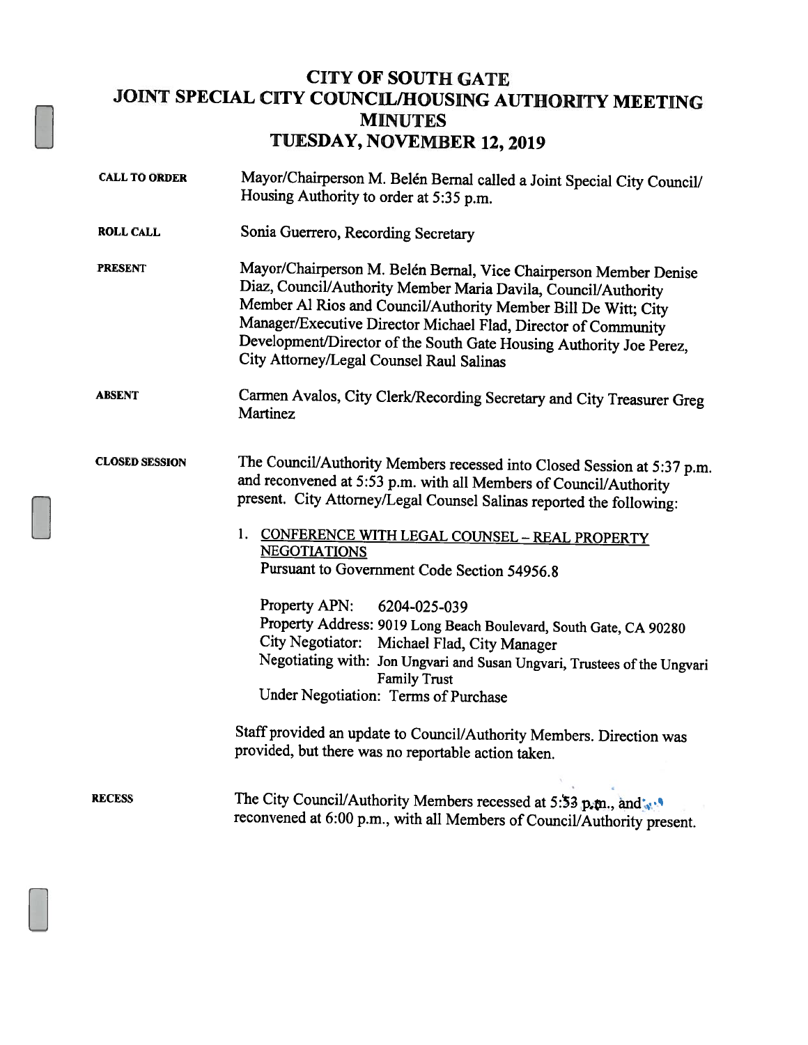# CITY OF SOUTH GATE
# JOINT SPECIAL CITY COUNCIL/HOUSING AUTHORITY MEETING
# MINUTES
# TUESDAY, NOVEMBER 12, 2019

**CALL TO ORDER**

Mayor/Chairperson M. Belén Bernal called a Joint Special City Council/ Housing Authority to order at 5:35 p.m.

**ROLL CALL**

Sonia Guerrero, Recording Secretary

**PRESENT**

Mayor/Chairperson M. Belén Bernal, Vice Chairperson Member Denise Diaz, Council/Authority Member Maria Davila, Council/Authority Member Al Rios and Council/Authority Member Bill De Witt; City Manager/Executive Director Michael Flad, Director of Community Development/Director of the South Gate Housing Authority Joe Perez, City Attorney/Legal Counsel Raul Salinas

**ABSENT**

Carmen Avalos, City Clerk/Recording Secretary and City Treasurer Greg Martinez

**CLOSED SESSION**

The Council/Authority Members recessed into Closed Session at 5:37 p.m. and reconvened at 5:53 p.m. with all Members of Council/Authority present. City Attorney/Legal Counsel Salinas reported the following:

1. CONFERENCE WITH LEGAL COUNSEL – REAL PROPERTY NEGOTIATIONS
   Pursuant to Government Code Section 54956.8

   Property APN: 6204-025-039
   Property Address: 9019 Long Beach Boulevard, South Gate, CA 90280
   City Negotiator: Michael Flad, City Manager
   Negotiating with: Jon Ungvari and Susan Ungvari, Trustees of the Ungvari Family Trust
   Under Negotiation: Terms of Purchase

Staff provided an update to Council/Authority Members. Direction was provided, but there was no reportable action taken.

**RECESS**

The City Council/Authority Members recessed at 5:53 p.m., and reconvened at 6:00 p.m., with all Members of Council/Authority present.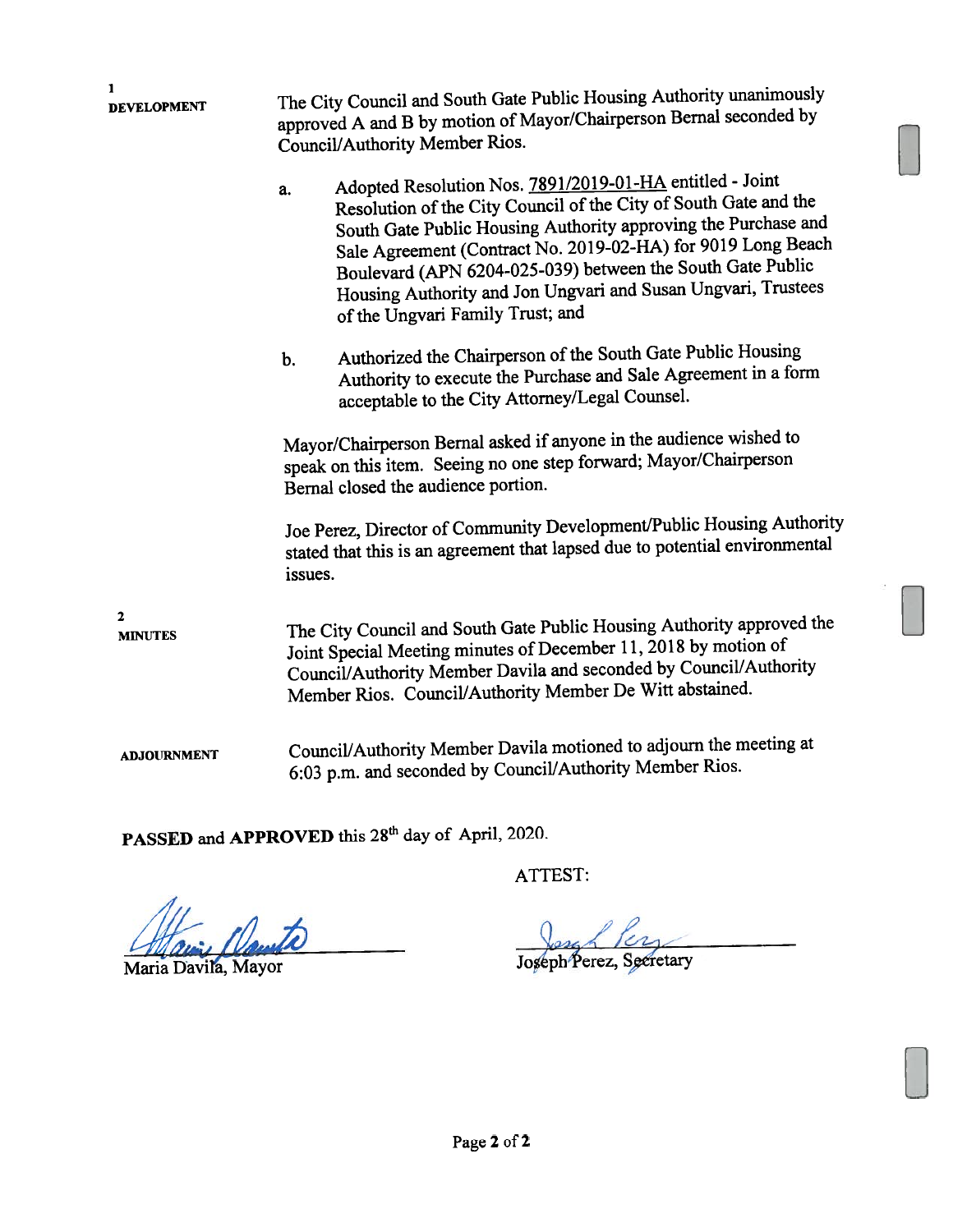**1**
**DEVELOPMENT**

The City Council and South Gate Public Housing Authority unanimously approved A and B by motion of Mayor/Chairperson Bernal seconded by Council/Authority Member Rios.

a. Adopted Resolution Nos. 7891/2019-01-HA entitled - Joint Resolution of the City Council of the City of South Gate and the South Gate Public Housing Authority approving the Purchase and Sale Agreement (Contract No. 2019-02-HA) for 9019 Long Beach Boulevard (APN 6204-025-039) between the South Gate Public Housing Authority and Jon Ungvari and Susan Ungvari, Trustees of the Ungvari Family Trust; and

b. Authorized the Chairperson of the South Gate Public Housing Authority to execute the Purchase and Sale Agreement in a form acceptable to the City Attorney/Legal Counsel.

Mayor/Chairperson Bernal asked if anyone in the audience wished to speak on this item. Seeing no one step forward; Mayor/Chairperson Bernal closed the audience portion.

Joe Perez, Director of Community Development/Public Housing Authority stated that this is an agreement that lapsed due to potential environmental issues.

**2**
**MINUTES**

The City Council and South Gate Public Housing Authority approved the Joint Special Meeting minutes of December 11, 2018 by motion of Council/Authority Member Davila and seconded by Council/Authority Member Rios. Council/Authority Member De Witt abstained.

**ADJOURNMENT**

Council/Authority Member Davila motioned to adjourn the meeting at 6:03 p.m. and seconded by Council/Authority Member Rios.

**PASSED** and **APPROVED** this 28th day of April, 2020.

ATTEST:

Maria Davila, Mayor

Joseph Perez, Secretary